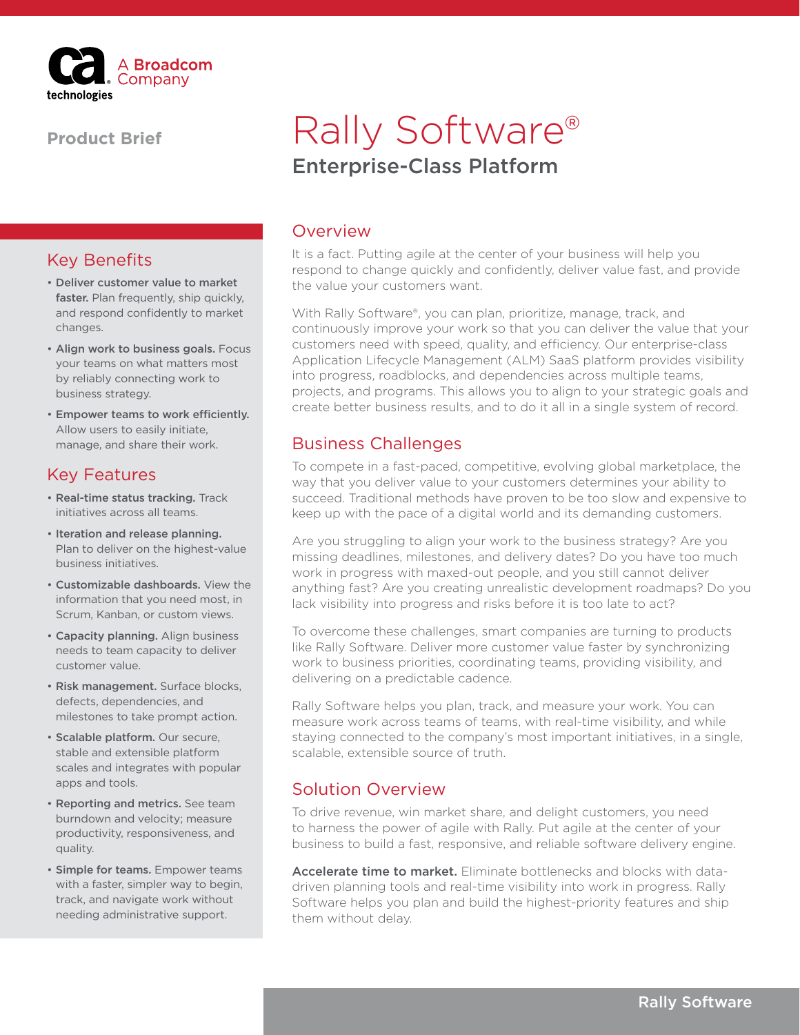Product Brief

# Rally Software®

## Enterprise-Class Platform

## Overview

It is a fact. Putting agile at the center of your business will help you respond to change quickly and confidently, deliver value fast, and provide the value your customers want.

With Rally Software®, you can plan, prioritize, manage, track, and continuously improve your work so that you can deliver the value that your customers need with speed, quality, and efficiency. Our enterprise-class Application Lifecycle Management (ALM) SaaS platform provides visibility into progress, roadblocks, and dependencies across multiple teams, projects, and programs. This allows you to align to your strategic goals and create better business results, and to do it all in a single system of record.

## Business Challenges

To compete in a fast-paced, competitive, evolving global marketplace, the way that you deliver value to your customers determines your ability to succeed. Traditional methods have proven to be too slow and expensive to keep up with the pace of a digital world and its demanding customers.

Are you struggling to align your work to the business strategy? Are you missing deadlines, milestones, and delivery dates? Do you have too much work in progress with maxed-out people, and you still cannot deliver anything fast? Are you creating unrealistic development roadmaps? Do you lack visibility into progress and risks before it is too late to act?

To overcome these challenges, smart companies are turning to products like Rally Software. Deliver more customer value faster by synchronizing work to business priorities, coordinating teams, providing visibility, and delivering on a predictable cadence.

Rally Software helps you plan, track, and measure your work. You can measure work across teams of teams, with real-time visibility, and while staying connected to the company's most important initiatives, in a single, scalable, extensible source of truth.

## Solution Overview

To drive revenue, win market share, and delight customers, you need to harness the power of agile with Rally. Put agile at the center of your business to build a fast, responsive, and reliable software delivery engine.

**Accelerate time to market.** Eliminate bottlenecks and blocks with data-driven planning tools and real-time visibility into work in progress. Rally Software helps you plan and build the highest-priority features and ship them without delay.

## Key Benefits

- **Deliver customer value to market faster.** Plan frequently, ship quickly, and respond confidently to market changes.
- **Align work to business goals.** Focus your teams on what matters most by reliably connecting work to business strategy.
- **Empower teams to work efficiently.** Allow users to easily initiate, manage, and share their work.

## Key Features

- **Real-time status tracking.** Track initiatives across all teams.
- **Iteration and release planning.** Plan to deliver on the highest-value business initiatives.
- **Customizable dashboards.** View the information that you need most, in Scrum, Kanban, or custom views.
- **Capacity planning.** Align business needs to team capacity to deliver customer value.
- **Risk management.** Surface blocks, defects, dependencies, and milestones to take prompt action.
- **Scalable platform.** Our secure, stable and extensible platform scales and integrates with popular apps and tools.
- **Reporting and metrics.** See team burndown and velocity; measure productivity, responsiveness, and quality.
- **Simple for teams.** Empower teams with a faster, simpler way to begin, track, and navigate work without needing administrative support.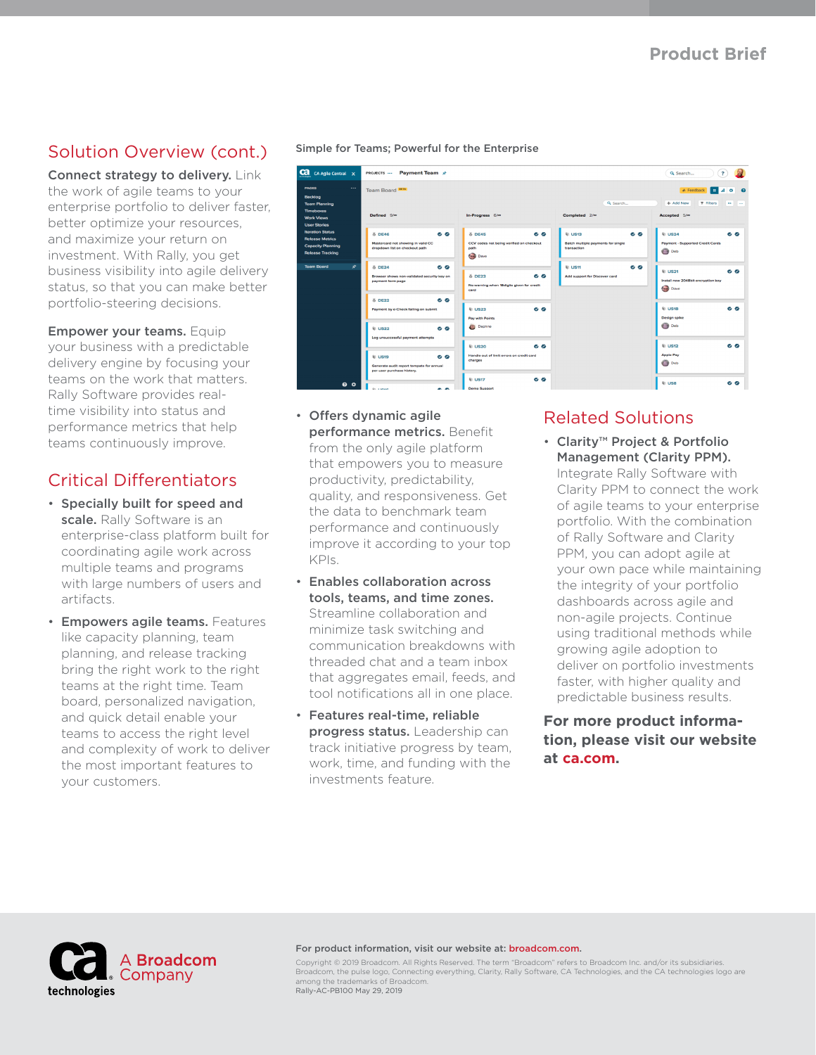## Solution Overview (cont.)

**Connect strategy to delivery.** Link the work of agile teams to your enterprise portfolio to deliver faster, better optimize your resources, and maximize your return on investment. With Rally, you get business visibility into agile delivery status, so that you can make better portfolio-steering decisions.

**Empower your teams.** Equip your business with a predictable delivery engine by focusing your teams on the work that matters. Rally Software provides real-time visibility into status and performance metrics that help teams continuously improve.

Simple for Teams; Powerful for the Enterprise

## Critical Differentiators

- **Specially built for speed and scale.** Rally Software is an enterprise-class platform built for coordinating agile work across multiple teams and programs with large numbers of users and artifacts.
- **Empowers agile teams.** Features like capacity planning, team planning, and release tracking bring the right work to the right teams at the right time. Team board, personalized navigation, and quick detail enable your teams to access the right level and complexity of work to deliver the most important features to your customers.
- **Offers dynamic agile performance metrics.** Benefit from the only agile platform that empowers you to measure productivity, predictability, quality, and responsiveness. Get the data to benchmark team performance and continuously improve it according to your top KPIs.
- **Enables collaboration across tools, teams, and time zones.** Streamline collaboration and minimize task switching and communication breakdowns with threaded chat and a team inbox that aggregates email, feeds, and tool notifications all in one place.
- **Features real-time, reliable progress status.** Leadership can track initiative progress by team, work, time, and funding with the investments feature.

## Related Solutions

- **Clarity™ Project & Portfolio Management (Clarity PPM).** Integrate Rally Software with Clarity PPM to connect the work of agile teams to your enterprise portfolio. With the combination of Rally Software and Clarity PPM, you can adopt agile at your own pace while maintaining the integrity of your portfolio dashboards across agile and non-agile projects. Continue using traditional methods while growing agile adoption to deliver on portfolio investments faster, with higher quality and predictable business results.

**For more product information, please visit our website at ca.com.**

A Broadcom Company

For product information, visit our website at: broadcom.com.

Copyright © 2019 Broadcom. All Rights Reserved. The term "Broadcom" refers to Broadcom Inc. and/or its subsidiaries. Broadcom, the pulse logo, Connecting everything, Clarity, Rally Software, CA Technologies, and the CA technologies logo are among the trademarks of Broadcom.
Rally-AC-PB100 May 29, 2019